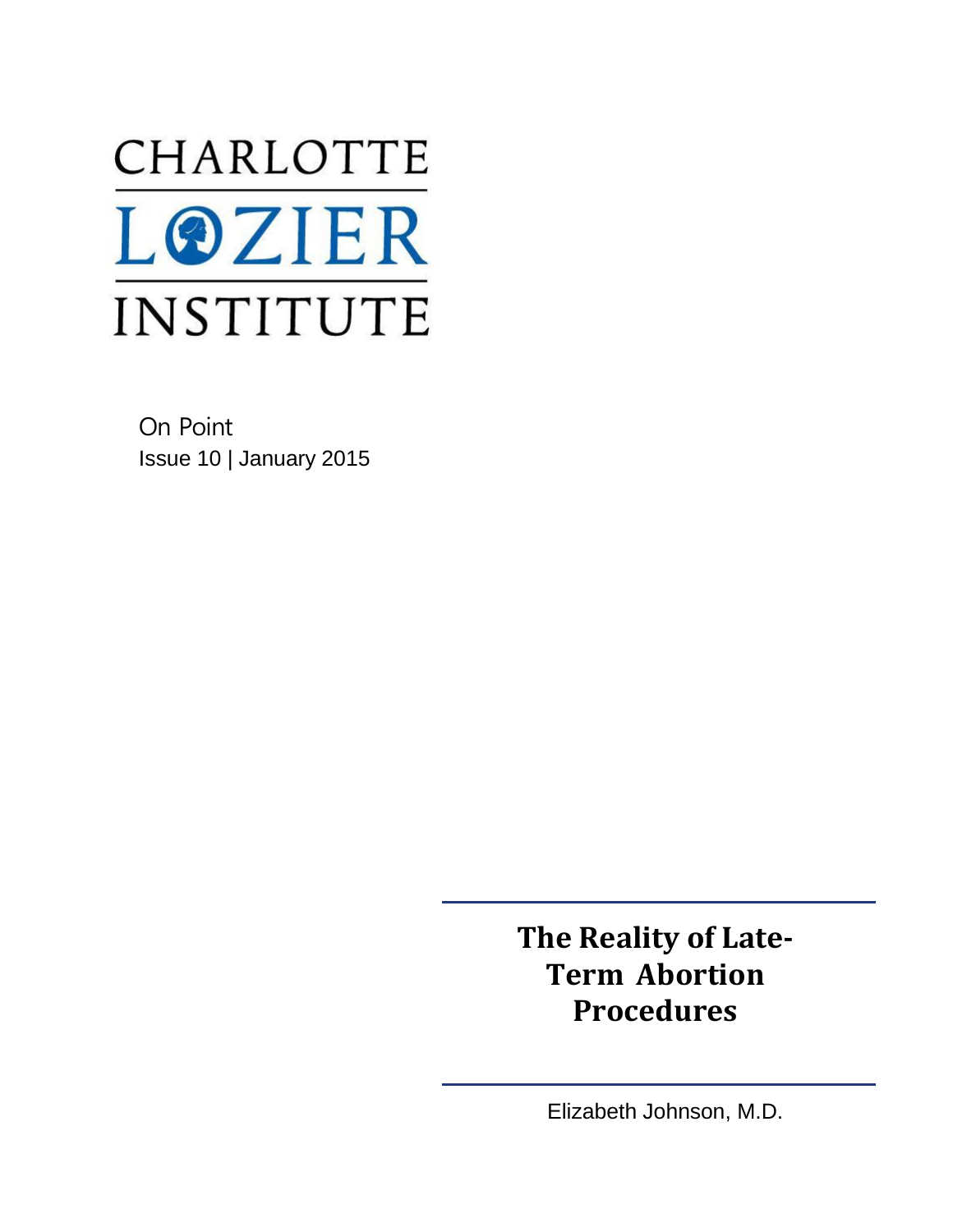CHARLOTTE LOZIER INSTITUTE

On Point
Issue 10 | January 2015

# The Reality of Late-Term Abortion Procedures

Elizabeth Johnson, M.D.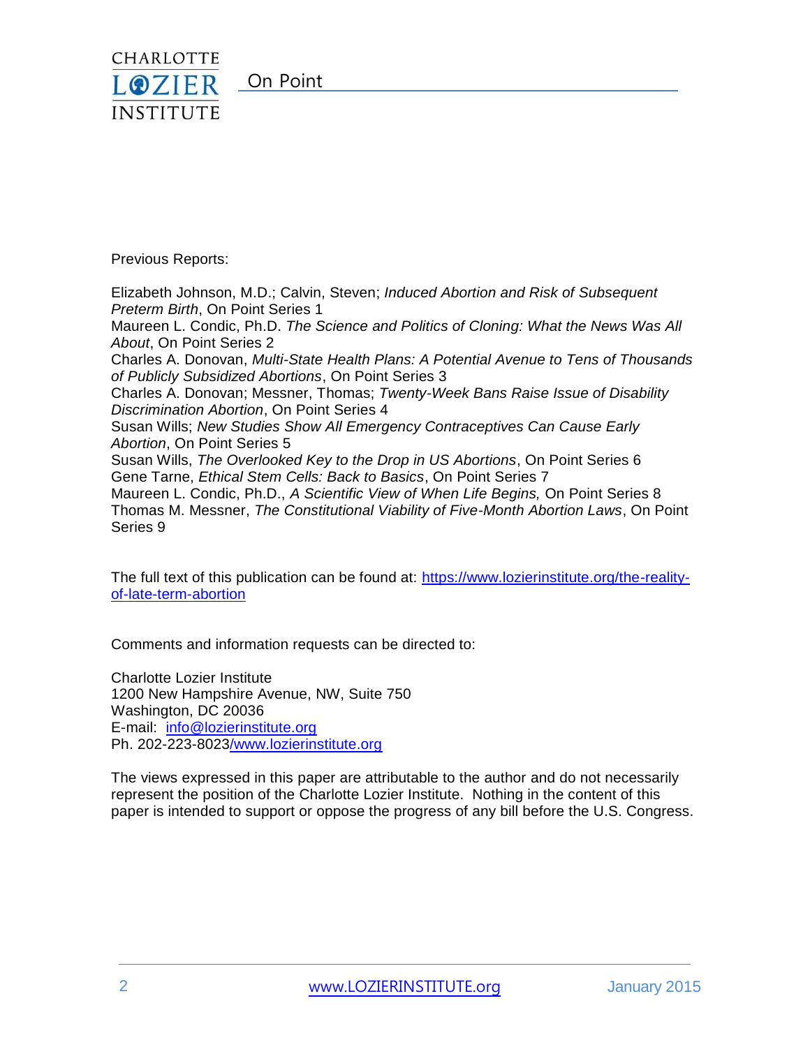Previous Reports:

Elizabeth Johnson, M.D.; Calvin, Steven; *Induced Abortion and Risk of Subsequent Preterm Birth*, On Point Series 1
Maureen L. Condic, Ph.D. *The Science and Politics of Cloning: What the News Was All About*, On Point Series 2
Charles A. Donovan, *Multi-State Health Plans: A Potential Avenue to Tens of Thousands of Publicly Subsidized Abortions*, On Point Series 3
Charles A. Donovan; Messner, Thomas; *Twenty-Week Bans Raise Issue of Disability Discrimination Abortion*, On Point Series 4
Susan Wills; *New Studies Show All Emergency Contraceptives Can Cause Early Abortion*, On Point Series 5
Susan Wills, *The Overlooked Key to the Drop in US Abortions*, On Point Series 6
Gene Tarne, *Ethical Stem Cells: Back to Basics*, On Point Series 7
Maureen L. Condic, Ph.D., *A Scientific View of When Life Begins,* On Point Series 8
Thomas M. Messner, *The Constitutional Viability of Five-Month Abortion Laws*, On Point Series 9

The full text of this publication can be found at: [https://www.lozierinstitute.org/the-reality-of-late-term-abortion](https://www.lozierinstitute.org/the-reality-of-late-term-abortion)

Comments and information requests can be directed to:

Charlotte Lozier Institute
1200 New Hampshire Avenue, NW, Suite 750
Washington, DC 20036
E-mail: [info@lozierinstitute.org](mailto:info@lozierinstitute.org)
Ph. 202-223-8023/[www.lozierinstitute.org](http://www.lozierinstitute.org)

The views expressed in this paper are attributable to the author and do not necessarily represent the position of the Charlotte Lozier Institute. Nothing in the content of this paper is intended to support or oppose the progress of any bill before the U.S. Congress.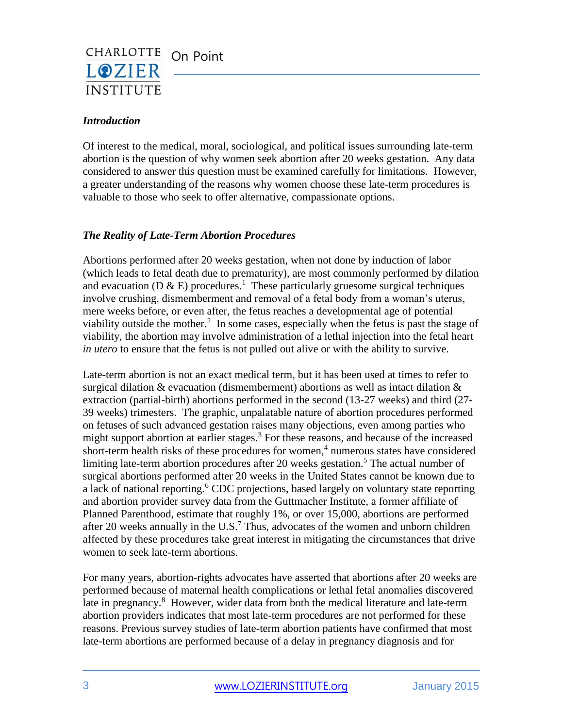### *Introduction*

Of interest to the medical, moral, sociological, and political issues surrounding late-term abortion is the question of why women seek abortion after 20 weeks gestation. Any data considered to answer this question must be examined carefully for limitations. However, a greater understanding of the reasons why women choose these late-term procedures is valuable to those who seek to offer alternative, compassionate options.

### *The Reality of Late-Term Abortion Procedures*

Abortions performed after 20 weeks gestation, when not done by induction of labor (which leads to fetal death due to prematurity), are most commonly performed by dilation and evacuation (D & E) procedures.[1] These particularly gruesome surgical techniques involve crushing, dismemberment and removal of a fetal body from a woman's uterus, mere weeks before, or even after, the fetus reaches a developmental age of potential viability outside the mother.[2] In some cases, especially when the fetus is past the stage of viability, the abortion may involve administration of a lethal injection into the fetal heart *in utero* to ensure that the fetus is not pulled out alive or with the ability to survive.

Late-term abortion is not an exact medical term, but it has been used at times to refer to surgical dilation & evacuation (dismemberment) abortions as well as intact dilation & extraction (partial-birth) abortions performed in the second (13-27 weeks) and third (27-39 weeks) trimesters. The graphic, unpalatable nature of abortion procedures performed on fetuses of such advanced gestation raises many objections, even among parties who might support abortion at earlier stages.[3] For these reasons, and because of the increased short-term health risks of these procedures for women,[4] numerous states have considered limiting late-term abortion procedures after 20 weeks gestation.[5] The actual number of surgical abortions performed after 20 weeks in the United States cannot be known due to a lack of national reporting.[6] CDC projections, based largely on voluntary state reporting and abortion provider survey data from the Guttmacher Institute, a former affiliate of Planned Parenthood, estimate that roughly 1%, or over 15,000, abortions are performed after 20 weeks annually in the U.S.[7] Thus, advocates of the women and unborn children affected by these procedures take great interest in mitigating the circumstances that drive women to seek late-term abortions.

For many years, abortion-rights advocates have asserted that abortions after 20 weeks are performed because of maternal health complications or lethal fetal anomalies discovered late in pregnancy.[8] However, wider data from both the medical literature and late-term abortion providers indicates that most late-term procedures are not performed for these reasons. Previous survey studies of late-term abortion patients have confirmed that most late-term abortions are performed because of a delay in pregnancy diagnosis and for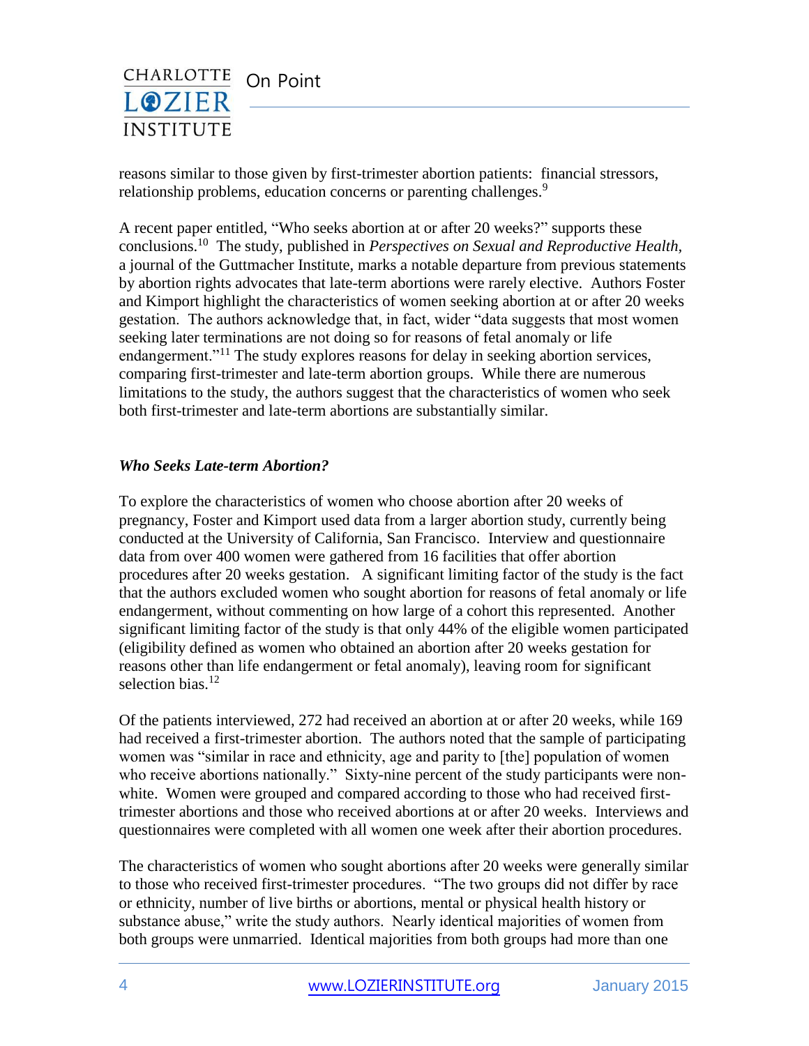reasons similar to those given by first-trimester abortion patients: financial stressors, relationship problems, education concerns or parenting challenges.[9]

A recent paper entitled, "Who seeks abortion at or after 20 weeks?" supports these conclusions.[10] The study, published in *Perspectives on Sexual and Reproductive Health,* a journal of the Guttmacher Institute, marks a notable departure from previous statements by abortion rights advocates that late-term abortions were rarely elective. Authors Foster and Kimport highlight the characteristics of women seeking abortion at or after 20 weeks gestation. The authors acknowledge that, in fact, wider "data suggests that most women seeking later terminations are not doing so for reasons of fetal anomaly or life endangerment."[11] The study explores reasons for delay in seeking abortion services, comparing first-trimester and late-term abortion groups. While there are numerous limitations to the study, the authors suggest that the characteristics of women who seek both first-trimester and late-term abortions are substantially similar.

### *Who Seeks Late-term Abortion?*

To explore the characteristics of women who choose abortion after 20 weeks of pregnancy, Foster and Kimport used data from a larger abortion study, currently being conducted at the University of California, San Francisco. Interview and questionnaire data from over 400 women were gathered from 16 facilities that offer abortion procedures after 20 weeks gestation. A significant limiting factor of the study is the fact that the authors excluded women who sought abortion for reasons of fetal anomaly or life endangerment, without commenting on how large of a cohort this represented. Another significant limiting factor of the study is that only 44% of the eligible women participated (eligibility defined as women who obtained an abortion after 20 weeks gestation for reasons other than life endangerment or fetal anomaly), leaving room for significant selection bias.[12]

Of the patients interviewed, 272 had received an abortion at or after 20 weeks, while 169 had received a first-trimester abortion. The authors noted that the sample of participating women was "similar in race and ethnicity, age and parity to [the] population of women who receive abortions nationally." Sixty-nine percent of the study participants were non-white. Women were grouped and compared according to those who had received first-trimester abortions and those who received abortions at or after 20 weeks. Interviews and questionnaires were completed with all women one week after their abortion procedures.

The characteristics of women who sought abortions after 20 weeks were generally similar to those who received first-trimester procedures. "The two groups did not differ by race or ethnicity, number of live births or abortions, mental or physical health history or substance abuse," write the study authors. Nearly identical majorities of women from both groups were unmarried. Identical majorities from both groups had more than one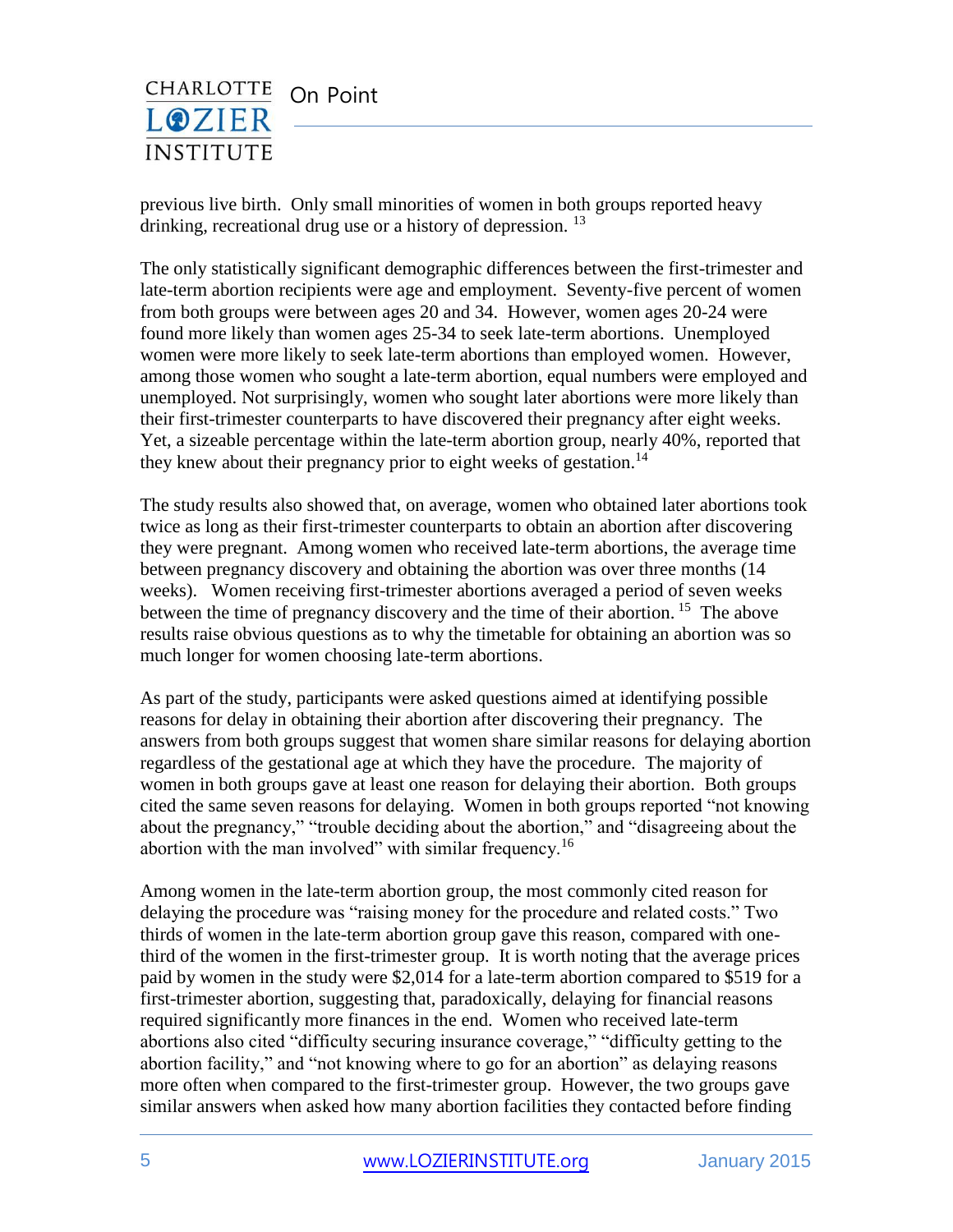previous live birth. Only small minorities of women in both groups reported heavy drinking, recreational drug use or a history of depression. [13]

The only statistically significant demographic differences between the first-trimester and late-term abortion recipients were age and employment. Seventy-five percent of women from both groups were between ages 20 and 34. However, women ages 20-24 were found more likely than women ages 25-34 to seek late-term abortions. Unemployed women were more likely to seek late-term abortions than employed women. However, among those women who sought a late-term abortion, equal numbers were employed and unemployed. Not surprisingly, women who sought later abortions were more likely than their first-trimester counterparts to have discovered their pregnancy after eight weeks. Yet, a sizeable percentage within the late-term abortion group, nearly 40%, reported that they knew about their pregnancy prior to eight weeks of gestation.[14]

The study results also showed that, on average, women who obtained later abortions took twice as long as their first-trimester counterparts to obtain an abortion after discovering they were pregnant. Among women who received late-term abortions, the average time between pregnancy discovery and obtaining the abortion was over three months (14 weeks). Women receiving first-trimester abortions averaged a period of seven weeks between the time of pregnancy discovery and the time of their abortion. [15] The above results raise obvious questions as to why the timetable for obtaining an abortion was so much longer for women choosing late-term abortions.

As part of the study, participants were asked questions aimed at identifying possible reasons for delay in obtaining their abortion after discovering their pregnancy. The answers from both groups suggest that women share similar reasons for delaying abortion regardless of the gestational age at which they have the procedure. The majority of women in both groups gave at least one reason for delaying their abortion. Both groups cited the same seven reasons for delaying. Women in both groups reported "not knowing about the pregnancy," "trouble deciding about the abortion," and "disagreeing about the abortion with the man involved" with similar frequency.[16]

Among women in the late-term abortion group, the most commonly cited reason for delaying the procedure was "raising money for the procedure and related costs." Two thirds of women in the late-term abortion group gave this reason, compared with one-third of the women in the first-trimester group. It is worth noting that the average prices paid by women in the study were $2,014 for a late-term abortion compared to $519 for a first-trimester abortion, suggesting that, paradoxically, delaying for financial reasons required significantly more finances in the end. Women who received late-term abortions also cited "difficulty securing insurance coverage," "difficulty getting to the abortion facility," and "not knowing where to go for an abortion" as delaying reasons more often when compared to the first-trimester group. However, the two groups gave similar answers when asked how many abortion facilities they contacted before finding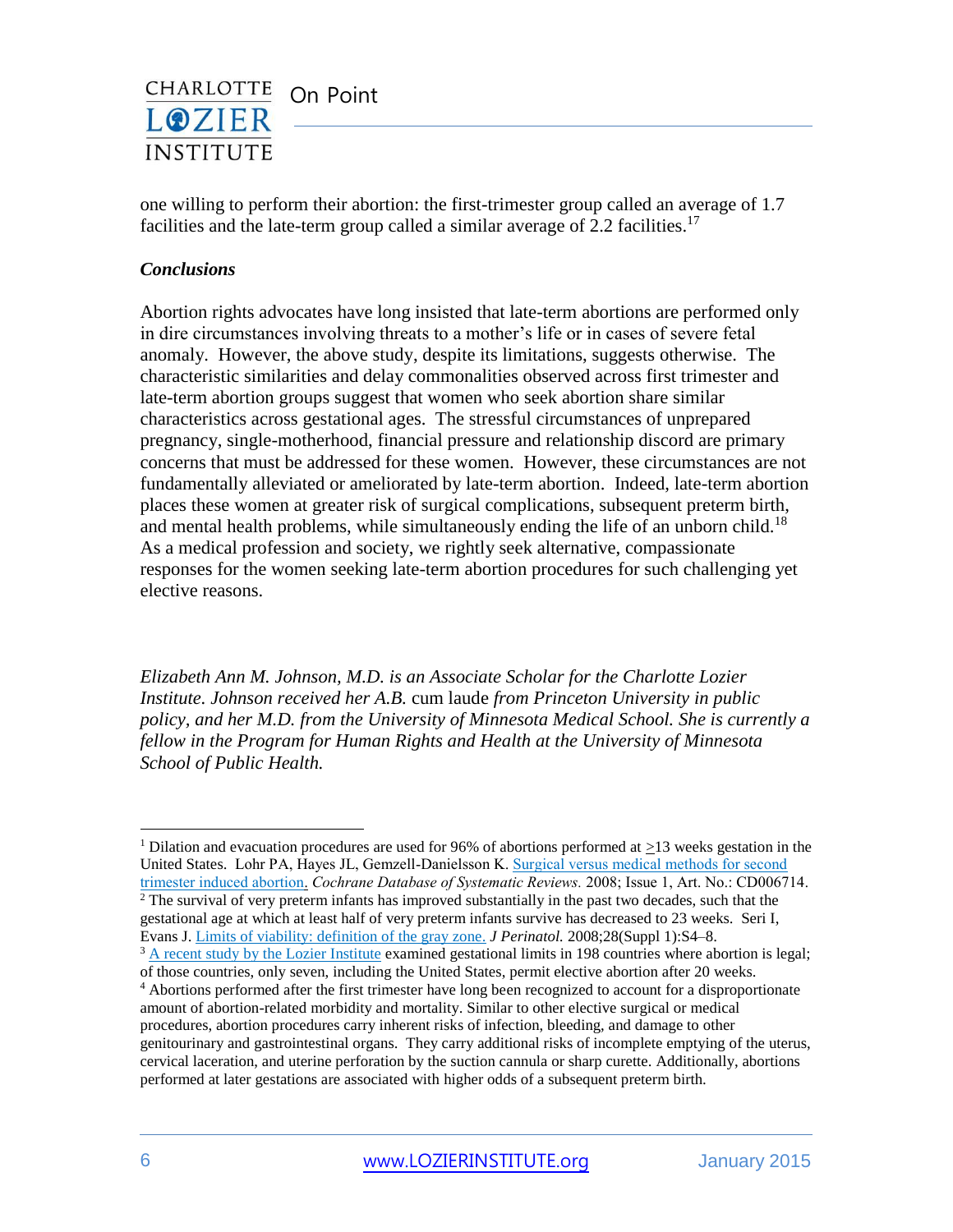one willing to perform their abortion: the first-trimester group called an average of 1.7 facilities and the late-term group called a similar average of 2.2 facilities.[17]

***Conclusions***

Abortion rights advocates have long insisted that late-term abortions are performed only in dire circumstances involving threats to a mother's life or in cases of severe fetal anomaly. However, the above study, despite its limitations, suggests otherwise. The characteristic similarities and delay commonalities observed across first trimester and late-term abortion groups suggest that women who seek abortion share similar characteristics across gestational ages. The stressful circumstances of unprepared pregnancy, single-motherhood, financial pressure and relationship discord are primary concerns that must be addressed for these women. However, these circumstances are not fundamentally alleviated or ameliorated by late-term abortion. Indeed, late-term abortion places these women at greater risk of surgical complications, subsequent preterm birth, and mental health problems, while simultaneously ending the life of an unborn child.[18] As a medical profession and society, we rightly seek alternative, compassionate responses for the women seeking late-term abortion procedures for such challenging yet elective reasons.

*Elizabeth Ann M. Johnson, M.D. is an Associate Scholar for the Charlotte Lozier Institute. Johnson received her A.B.* cum laude *from Princeton University in public policy, and her M.D. from the University of Minnesota Medical School. She is currently a fellow in the Program for Human Rights and Health at the University of Minnesota School of Public Health.*

---

[1] Dilation and evacuation procedures are used for 96% of abortions performed at ≥13 weeks gestation in the United States. Lohr PA, Hayes JL, Gemzell-Danielsson K. Surgical versus medical methods for second trimester induced abortion. *Cochrane Database of Systematic Reviews.* 2008; Issue 1, Art. No.: CD006714.

[2] The survival of very preterm infants has improved substantially in the past two decades, such that the gestational age at which at least half of very preterm infants survive has decreased to 23 weeks. Seri I, Evans J. Limits of viability: definition of the gray zone. *J Perinatol.* 2008;28(Suppl 1):S4–8.

[3] A recent study by the Lozier Institute examined gestational limits in 198 countries where abortion is legal; of those countries, only seven, including the United States, permit elective abortion after 20 weeks.

[4] Abortions performed after the first trimester have long been recognized to account for a disproportionate amount of abortion-related morbidity and mortality. Similar to other elective surgical or medical procedures, abortion procedures carry inherent risks of infection, bleeding, and damage to other genitourinary and gastrointestinal organs. They carry additional risks of incomplete emptying of the uterus, cervical laceration, and uterine perforation by the suction cannula or sharp curette. Additionally, abortions performed at later gestations are associated with higher odds of a subsequent preterm birth.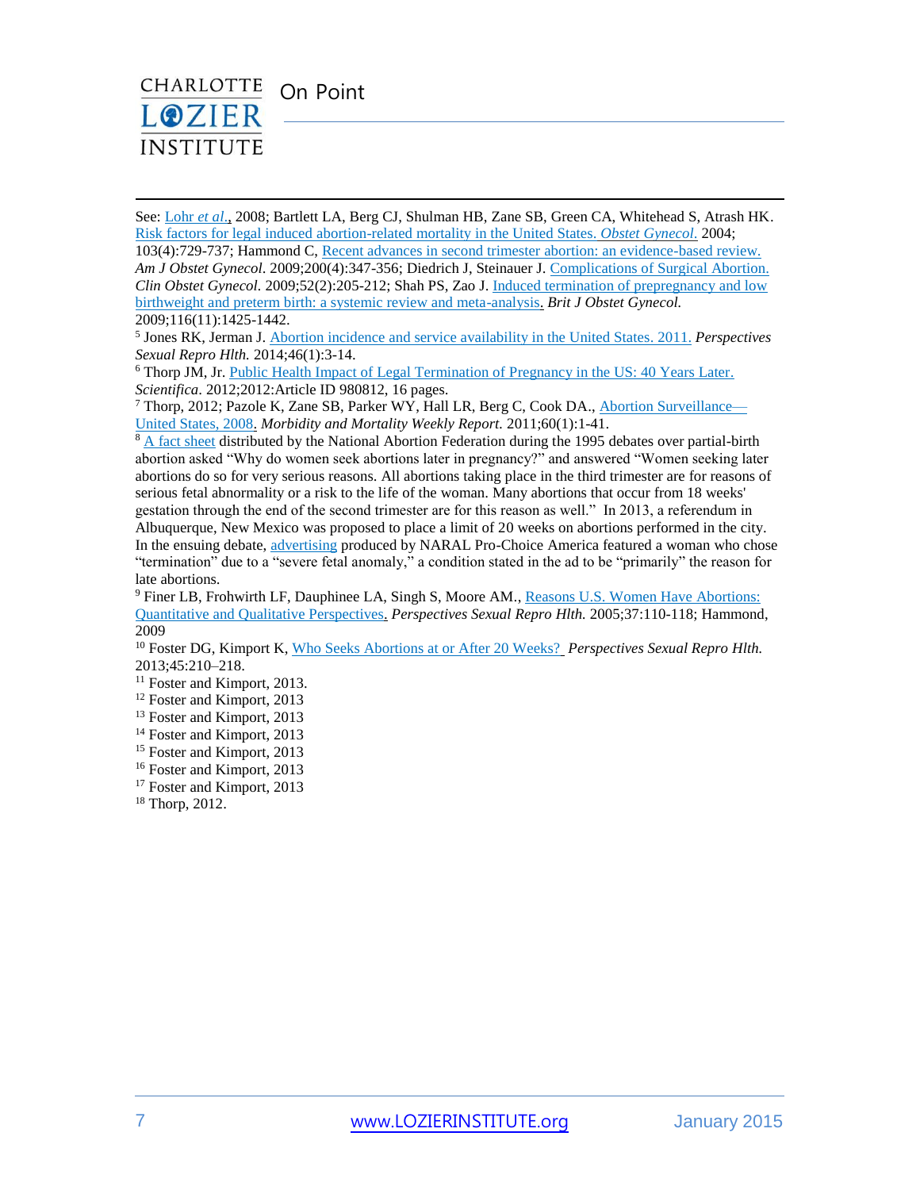See: Lohr *et al*., 2008; Bartlett LA, Berg CJ, Shulman HB, Zane SB, Green CA, Whitehead S, Atrash HK. Risk factors for legal induced abortion-related mortality in the United States. *Obstet Gynecol.* 2004; 103(4):729-737; Hammond C, Recent advances in second trimester abortion: an evidence-based review. *Am J Obstet Gynecol*. 2009;200(4):347-356; Diedrich J, Steinauer J. Complications of Surgical Abortion. *Clin Obstet Gynecol.* 2009;52(2):205-212; Shah PS, Zao J. Induced termination of prepregnancy and low birthweight and preterm birth: a systemic review and meta-analysis. *Brit J Obstet Gynecol.* 2009;116(11):1425-1442.

[5] Jones RK, Jerman J. Abortion incidence and service availability in the United States. 2011. *Perspectives Sexual Repro Hlth.* 2014;46(1):3-14.

[6] Thorp JM, Jr. Public Health Impact of Legal Termination of Pregnancy in the US: 40 Years Later. *Scientifica*. 2012;2012:Article ID 980812, 16 pages.

[7] Thorp, 2012; Pazole K, Zane SB, Parker WY, Hall LR, Berg C, Cook DA., Abortion Surveillance—United States, 2008. *Morbidity and Mortality Weekly Report.* 2011;60(1):1-41.

[8] A fact sheet distributed by the National Abortion Federation during the 1995 debates over partial-birth abortion asked "Why do women seek abortions later in pregnancy?" and answered "Women seeking later abortions do so for very serious reasons. All abortions taking place in the third trimester are for reasons of serious fetal abnormality or a risk to the life of the woman. Many abortions that occur from 18 weeks' gestation through the end of the second trimester are for this reason as well." In 2013, a referendum in Albuquerque, New Mexico was proposed to place a limit of 20 weeks on abortions performed in the city. In the ensuing debate, advertising produced by NARAL Pro-Choice America featured a woman who chose "termination" due to a "severe fetal anomaly," a condition stated in the ad to be "primarily" the reason for late abortions.

[9] Finer LB, Frohwirth LF, Dauphinee LA, Singh S, Moore AM., Reasons U.S. Women Have Abortions: Quantitative and Qualitative Perspectives. *Perspectives Sexual Repro Hlth.* 2005;37:110-118; Hammond, 2009

[10] Foster DG, Kimport K, Who Seeks Abortions at or After 20 Weeks? *Perspectives Sexual Repro Hlth.* 2013;45:210–218.

[11] Foster and Kimport, 2013.

[12] Foster and Kimport, 2013

[13] Foster and Kimport, 2013

[14] Foster and Kimport, 2013

[15] Foster and Kimport, 2013

[16] Foster and Kimport, 2013

[17] Foster and Kimport, 2013

[18] Thorp, 2012.